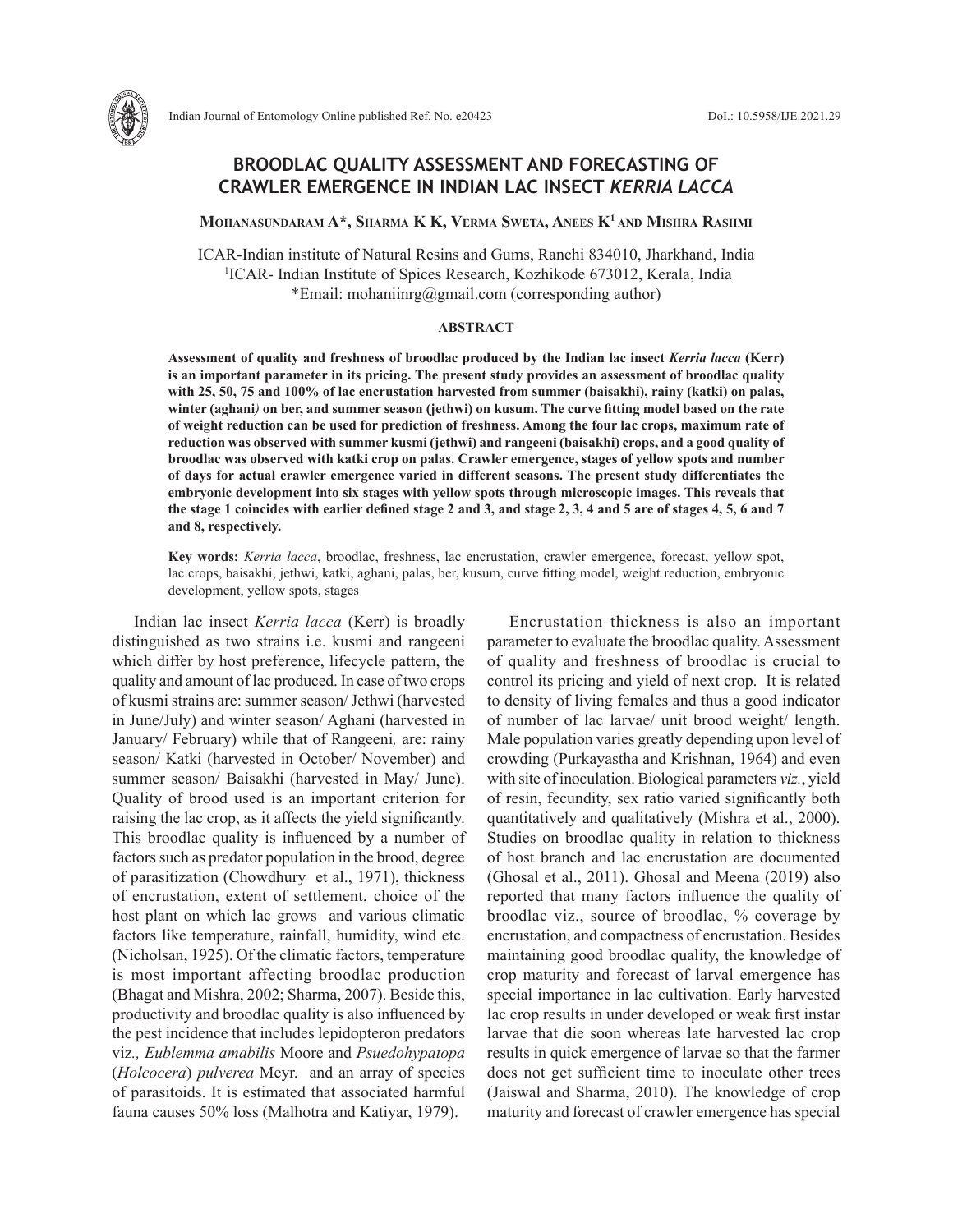# BROODLAC QUALITY ASSESSMENT AND FORECASTING OF CRAWLER EMERGENCE IN INDIAN LAC INSECT *KERRIA LACCA*

**Mohanasundaram A\*, Sharma K K, Verma Sweta, Anees K[1] and Mishra Rashmi**

ICAR-Indian institute of Natural Resins and Gums, Ranchi 834010, Jharkhand, India
[1]ICAR- Indian Institute of Spices Research, Kozhikode 673012, Kerala, India
\*Email: mohaniinrg@gmail.com (corresponding author)

## ABSTRACT

**Assessment of quality and freshness of broodlac produced by the Indian lac insect *Kerria lacca* (Kerr) is an important parameter in its pricing. The present study provides an assessment of broodlac quality with 25, 50, 75 and 100% of lac encrustation harvested from summer (baisakhi), rainy (katki) on palas, winter (aghani*)* on ber, and summer season (jethwi) on kusum. The curve fitting model based on the rate of weight reduction can be used for prediction of freshness. Among the four lac crops, maximum rate of reduction was observed with summer kusmi (jethwi) and rangeeni (baisakhi) crops, and a good quality of broodlac was observed with katki crop on palas. Crawler emergence, stages of yellow spots and number of days for actual crawler emergence varied in different seasons. The present study differentiates the embryonic development into six stages with yellow spots through microscopic images. This reveals that the stage 1 coincides with earlier defined stage 2 and 3, and stage 2, 3, 4 and 5 are of stages 4, 5, 6 and 7 and 8, respectively.**

**Key words:** *Kerria lacca*, broodlac, freshness, lac encrustation, crawler emergence, forecast, yellow spot, lac crops, baisakhi, jethwi, katki, aghani, palas, ber, kusum, curve fitting model, weight reduction, embryonic development, yellow spots, stages

Indian lac insect *Kerria lacca* (Kerr) is broadly distinguished as two strains i.e. kusmi and rangeeni which differ by host preference, lifecycle pattern, the quality and amount of lac produced. In case of two crops of kusmi strains are: summer season/ Jethwi (harvested in June/July) and winter season/ Aghani (harvested in January/ February) while that of Rangeeni*,* are: rainy season/ Katki (harvested in October/ November) and summer season/ Baisakhi (harvested in May/ June). Quality of brood used is an important criterion for raising the lac crop, as it affects the yield significantly. This broodlac quality is influenced by a number of factors such as predator population in the brood, degree of parasitization (Chowdhury et al., 1971), thickness of encrustation, extent of settlement, choice of the host plant on which lac grows and various climatic factors like temperature, rainfall, humidity, wind etc. (Nicholsan, 1925). Of the climatic factors, temperature is most important affecting broodlac production (Bhagat and Mishra, 2002; Sharma, 2007). Beside this, productivity and broodlac quality is also influenced by the pest incidence that includes lepidopteron predators viz*.*, *Eublemma amabilis* Moore and *Psuedohypatopa* (*Holcocera*) *pulverea* Meyr. and an array of species of parasitoids. It is estimated that associated harmful fauna causes 50% loss (Malhotra and Katiyar, 1979).

Encrustation thickness is also an important parameter to evaluate the broodlac quality. Assessment of quality and freshness of broodlac is crucial to control its pricing and yield of next crop. It is related to density of living females and thus a good indicator of number of lac larvae/ unit brood weight/ length. Male population varies greatly depending upon level of crowding (Purkayastha and Krishnan, 1964) and even with site of inoculation. Biological parameters *viz.*, yield of resin, fecundity, sex ratio varied significantly both quantitatively and qualitatively (Mishra et al., 2000). Studies on broodlac quality in relation to thickness of host branch and lac encrustation are documented (Ghosal et al., 2011). Ghosal and Meena (2019) also reported that many factors influence the quality of broodlac viz., source of broodlac, % coverage by encrustation, and compactness of encrustation. Besides maintaining good broodlac quality, the knowledge of crop maturity and forecast of larval emergence has special importance in lac cultivation. Early harvested lac crop results in under developed or weak first instar larvae that die soon whereas late harvested lac crop results in quick emergence of larvae so that the farmer does not get sufficient time to inoculate other trees (Jaiswal and Sharma, 2010). The knowledge of crop maturity and forecast of crawler emergence has special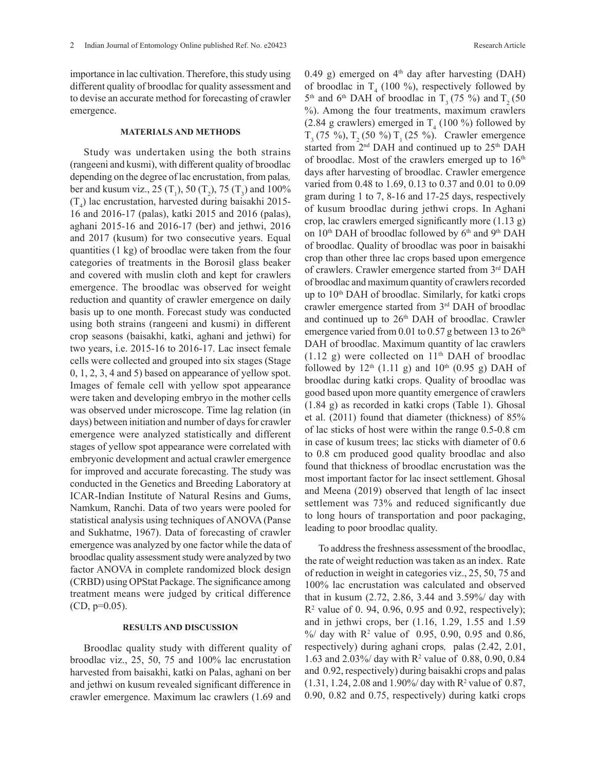importance in lac cultivation. Therefore, this study using different quality of broodlac for quality assessment and to devise an accurate method for forecasting of crawler emergence.

## MATERIALS AND METHODS

Study was undertaken using the both strains (rangeeni and kusmi), with different quality of broodlac depending on the degree of lac encrustation, from palas, ber and kusum viz., 25 ($T_1$), 50 ($T_2$), 75 ($T_3$) and 100% ($T_4$) lac encrustation, harvested during baisakhi 2015-16 and 2016-17 (palas), katki 2015 and 2016 (palas), aghani 2015-16 and 2016-17 (ber) and jethwi, 2016 and 2017 (kusum) for two consecutive years. Equal quantities (1 kg) of broodlac were taken from the four categories of treatments in the Borosil glass beaker and covered with muslin cloth and kept for crawlers emergence. The broodlac was observed for weight reduction and quantity of crawler emergence on daily basis up to one month. Forecast study was conducted using both strains (rangeeni and kusmi) in different crop seasons (baisakhi, katki, aghani and jethwi) for two years, i.e. 2015-16 to 2016-17. Lac insect female cells were collected and grouped into six stages (Stage 0, 1, 2, 3, 4 and 5) based on appearance of yellow spot. Images of female cell with yellow spot appearance were taken and developing embryo in the mother cells was observed under microscope. Time lag relation (in days) between initiation and number of days for crawler emergence were analyzed statistically and different stages of yellow spot appearance were correlated with embryonic development and actual crawler emergence for improved and accurate forecasting. The study was conducted in the Genetics and Breeding Laboratory at ICAR-Indian Institute of Natural Resins and Gums, Namkum, Ranchi. Data of two years were pooled for statistical analysis using techniques of ANOVA (Panse and Sukhatme, 1967). Data of forecasting of crawler emergence was analyzed by one factor while the data of broodlac quality assessment study were analyzed by two factor ANOVA in complete randomized block design (CRBD) using OPStat Package. The significance among treatment means were judged by critical difference (CD, p=0.05).

## RESULTS AND DISCUSSION

Broodlac quality study with different quality of broodlac viz., 25, 50, 75 and 100% lac encrustation harvested from baisakhi, katki on Palas, aghani on ber and jethwi on kusum revealed significant difference in crawler emergence. Maximum lac crawlers (1.69 and 0.49 g) emerged on 4th day after harvesting (DAH) of broodlac in $T_4$ (100 %), respectively followed by 5th and 6th DAH of broodlac in $T_3$ (75 %) and $T_2$ (50 %). Among the four treatments, maximum crawlers (2.84 g crawlers) emerged in $T_4$ (100 %) followed by $T_3$ (75 %), $T_2$ (50 %) $T_1$ (25 %). Crawler emergence started from 2nd DAH and continued up to 25th DAH of broodlac. Most of the crawlers emerged up to 16th days after harvesting of broodlac. Crawler emergence varied from 0.48 to 1.69, 0.13 to 0.37 and 0.01 to 0.09 gram during 1 to 7, 8-16 and 17-25 days, respectively of kusum broodlac during jethwi crops. In Aghani crop, lac crawlers emerged significantly more (1.13 g) on 10th DAH of broodlac followed by 6th and 9th DAH of broodlac. Quality of broodlac was poor in baisakhi crop than other three lac crops based upon emergence of crawlers. Crawler emergence started from 3rd DAH of broodlac and maximum quantity of crawlers recorded up to 10th DAH of broodlac. Similarly, for katki crops crawler emergence started from 3rd DAH of broodlac and continued up to 26th DAH of broodlac. Crawler emergence varied from 0.01 to 0.57 g between 13 to 26th DAH of broodlac. Maximum quantity of lac crawlers (1.12 g) were collected on 11th DAH of broodlac followed by 12th (1.11 g) and 10th (0.95 g) DAH of broodlac during katki crops. Quality of broodlac was good based upon more quantity emergence of crawlers (1.84 g) as recorded in katki crops (Table 1). Ghosal et al. (2011) found that diameter (thickness) of 85% of lac sticks of host were within the range 0.5-0.8 cm in case of kusum trees; lac sticks with diameter of 0.6 to 0.8 cm produced good quality broodlac and also found that thickness of broodlac encrustation was the most important factor for lac insect settlement. Ghosal and Meena (2019) observed that length of lac insect settlement was 73% and reduced significantly due to long hours of transportation and poor packaging, leading to poor broodlac quality.

To address the freshness assessment of the broodlac, the rate of weight reduction was taken as an index. Rate of reduction in weight in categories viz., 25, 50, 75 and 100% lac encrustation was calculated and observed that in kusum (2.72, 2.86, 3.44 and 3.59%/ day with $R^2$ value of 0. 94, 0.96, 0.95 and 0.92, respectively); and in jethwi crops, ber (1.16, 1.29, 1.55 and 1.59 %/ day with $R^2$ value of 0.95, 0.90, 0.95 and 0.86, respectively) during aghani crops, palas (2.42, 2.01, 1.63 and 2.03%/ day with $R^2$ value of 0.88, 0.90, 0.84 and 0.92, respectively) during baisakhi crops and palas (1.31, 1.24, 2.08 and 1.90%/ day with $R^2$ value of 0.87, 0.90, 0.82 and 0.75, respectively) during katki crops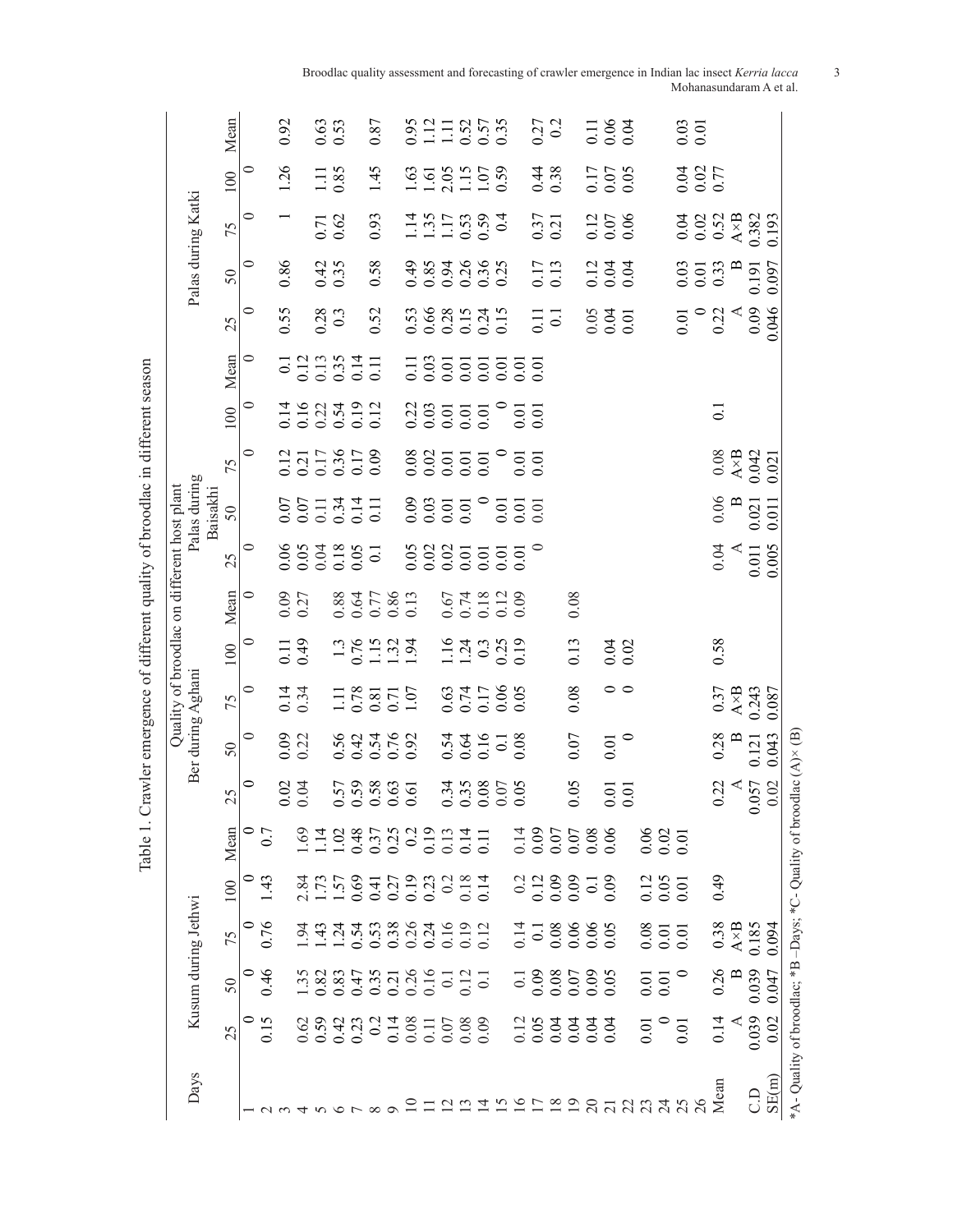Table 1. Crawler emergence of different quality of broodlac in different season

| Days | Quality of broodlac on different host plant | | | | | | | | | | | | | | | | | | | |
|---|---|---|---|---|---|---|---|---|---|---|---|---|---|---|---|---|---|---|---|---|
| | Kusum during Jethwi | | | | | Ber during Aghani | | | | | Palas during Baisakhi | | | | | Palas during Katki | | | | |
| | 25 | 50 | 75 | 100 | Mean | 25 | 50 | 75 | 100 | Mean | 25 | 50 | 75 | 100 | Mean | 25 | 50 | 75 | 100 | Mean |
| 1 | 0 | 0 | 0 | 0 | 0 | 0 | 0 | 0 | 0 | 0 | 0 | | 0 | 0 | 0 | 0 | 0 | 0 | 0 | |
| 2 | 0.15 | 0.46 | 0.76 | 1.43 | 0.7 | | | | | | | | | | | | | | | |
| 3 | | | | | | 0.02 | 0.09 | 0.14 | 0.11 | 0.09 | 0.06 | 0.07 | 0.12 | 0.14 | 0.1 | 0.55 | 0.86 | 1 | 1.26 | 0.92 |
| 4 | 0.62 | 1.35 | 1.94 | 2.84 | 1.69 | 0.04 | 0.22 | 0.34 | 0.49 | 0.27 | 0.05 | 0.07 | 0.21 | 0.16 | 0.12 | | | | | |
| 5 | 0.59 | 0.82 | 1.43 | 1.73 | 1.14 | | | | | | 0.04 | 0.11 | 0.17 | 0.22 | 0.13 | 0.28 | 0.42 | 0.71 | 1.11 | 0.63 |
| 6 | 0.42 | 0.83 | 1.24 | 1.57 | 1.02 | 0.57 | 0.56 | 1.11 | 1.3 | 0.88 | 0.18 | 0.34 | 0.36 | 0.54 | 0.35 | 0.3 | 0.35 | 0.62 | 0.85 | 0.53 |
| 7 | 0.23 | 0.47 | 0.54 | 0.69 | 0.48 | 0.59 | 0.42 | 0.78 | 0.76 | 0.64 | 0.05 | 0.14 | 0.17 | 0.19 | 0.14 | | | | | |
| 8 | 0.2 | 0.35 | 0.53 | 0.41 | 0.37 | 0.58 | 0.54 | 0.81 | 1.15 | 0.77 | 0.1 | 0.11 | 0.09 | 0.12 | 0.11 | 0.52 | 0.58 | 0.93 | 1.45 | 0.87 |
| 9 | 0.14 | 0.21 | 0.38 | 0.27 | 0.25 | 0.63 | 0.76 | 0.71 | 1.32 | 0.86 | | | | | | | | | | |
| 10 | 0.08 | 0.26 | 0.26 | 0.19 | 0.2 | 0.61 | 0.92 | 1.07 | 1.94 | 0.13 | 0.05 | 0.09 | 0.08 | 0.22 | 0.11 | 0.53 | 0.49 | 1.14 | 1.63 | 0.95 |
| 11 | 0.11 | 0.16 | 0.24 | 0.23 | 0.19 | | | | | | 0.02 | 0.03 | 0.02 | 0.03 | 0.03 | 0.66 | 0.85 | 1.35 | 1.61 | 1.12 |
| 12 | 0.07 | 0.1 | 0.16 | 0.2 | 0.13 | 0.34 | 0.54 | 0.63 | 1.16 | 0.67 | 0.02 | 0.01 | 0.01 | 0.01 | 0.01 | 0.28 | 0.94 | 1.17 | 2.05 | 1.11 |
| 13 | 0.08 | 0.12 | 0.19 | 0.18 | 0.14 | 0.35 | 0.64 | 0.74 | 1.24 | 0.74 | 0.01 | 0.01 | 0.01 | 0.01 | 0.01 | 0.15 | 0.26 | 0.53 | 1.15 | 0.52 |
| 14 | 0.09 | 0.1 | 0.12 | 0.14 | 0.11 | 0.08 | 0.16 | 0.17 | 0.3 | 0.18 | 0.01 | 0 | 0.01 | 0.01 | 0.01 | 0.24 | 0.36 | 0.59 | 1.07 | 0.57 |
| 15 | | | | | | 0.07 | 0.1 | 0.06 | 0.25 | 0.12 | 0.01 | 0.01 | 0 | 0 | 0.01 | 0.15 | 0.25 | 0.4 | 0.59 | 0.35 |
| 16 | 0.12 | 0.1 | 0.14 | 0.2 | 0.14 | 0.05 | 0.08 | 0.05 | 0.19 | 0.09 | 0.01 | 0.01 | 0.01 | 0.01 | 0.01 | | | | | |
| 17 | 0.05 | 0.09 | 0.1 | 0.12 | 0.09 | | | | | | 0 | 0.01 | 0.01 | 0.01 | 0.01 | 0.11 | 0.17 | 0.37 | 0.44 | 0.27 |
| 18 | 0.04 | 0.08 | 0.08 | 0.09 | 0.07 | | | | | | | | | | | 0.1 | 0.13 | 0.21 | 0.38 | 0.2 |
| 19 | 0.04 | 0.07 | 0.06 | 0.09 | 0.07 | 0.05 | 0.07 | 0.08 | 0.13 | 0.08 | | | | | | | | | | |
| 20 | 0.04 | 0.09 | 0.06 | 0.1 | 0.08 | | | | | | | | | | | 0.05 | 0.12 | 0.12 | 0.17 | 0.11 |
| 21 | 0.04 | 0.05 | 0.05 | 0.09 | 0.06 | 0.01 | 0.01 | 0 | 0.04 | | | | | | | 0.04 | 0.04 | 0.07 | 0.07 | 0.06 |
| 22 | | | | | | 0.01 | 0 | 0 | 0.02 | | | | | | | 0.01 | 0.04 | 0.06 | 0.05 | 0.04 |
| 23 | 0.01 | 0.01 | 0.08 | 0.12 | 0.06 | | | | | | | | | | | | | | | |
| 24 | 0 | 0.01 | 0.01 | 0.05 | 0.02 | | | | | | | | | | | 0.01 | 0.03 | 0.04 | 0.04 | 0.03 |
| 25 | 0.01 | 0 | 0.01 | 0.01 | 0.01 | | | | | | | | | | | 0 | 0.01 | 0.02 | 0.02 | 0.01 |
| 26 | | | | | | | | | | | | | | | | | | | | |
| Mean | 0.14 | 0.26 | 0.38 | 0.49 | | 0.22 | 0.28 | 0.37 | 0.58 | | 0.04 | 0.06 | 0.08 | 0.1 | | 0.22 | 0.33 | 0.52 | 0.77 | |
| | A | B | A×B | | | A | B | A×B | | | A | B | A×B | | | A | B | A×B | | |
| C.D | 0.039 | 0.039 | 0.185 | | | 0.057 | 0.121 | 0.243 | | | 0.011 | 0.021 | 0.042 | | | 0.09 | 0.191 | 0.382 | | |
| SE(m) | 0.02 | 0.047 | 0.094 | | | 0.02 | 0.043 | 0.087 | | | 0.005 | 0.011 | 0.021 | | | 0.046 | 0.097 | 0.193 | | |

*A- Quality of broodlac; *B –Days; *C- Quality of broodlac (A)× (B)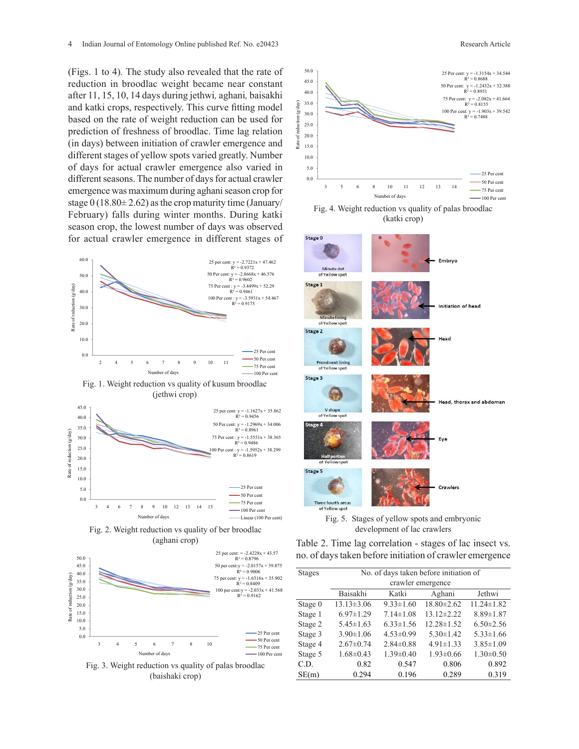(Figs. 1 to 4). The study also revealed that the rate of reduction in broodlac weight became near constant after 11, 15, 10, 14 days during jethwi, aghani, baisakhi and katki crops, respectively. This curve fitting model based on the rate of weight reduction can be used for prediction of freshness of broodlac. Time lag relation (in days) between initiation of crawler emergence and different stages of yellow spots varied greatly. Number of days for actual crawler emergence also varied in different seasons. The number of days for actual crawler emergence was maximum during aghani season crop for stage 0 (18.80± 2.62) as the crop maturity time (January/February) falls during winter months. During katki season crop, the lowest number of days was observed for actual crawler emergence in different stages of

Fig. 1. Weight reduction vs quality of kusum broodlac (jethwi crop)

Fig. 2. Weight reduction vs quality of ber broodlac (aghani crop)

Fig. 3. Weight reduction vs quality of palas broodlac (baishaki crop)

Fig. 4. Weight reduction vs quality of palas broodlac (katki crop)

Fig. 5. Stages of yellow spots and embryonic development of lac crawlers

Table 2. Time lag correlation - stages of lac insect vs. no. of days taken before initiation of crawler emergence

| Stages | No. of days taken before initiation of crawler emergence | | | |
|---|---|---|---|---|
| | Baisakhi | Katki | Aghani | Jethwi |
| Stage 0 | 13.13±3.06 | 9.33±1.60 | 18.80±2.62 | 11.24±1.82 |
| Stage 1 | 6.97±1.29 | 7.14±1.08 | 13.12±2.22 | 8.89±1.87 |
| Stage 2 | 5.45±1.63 | 6.33±1.56 | 12.28±1.52 | 6.50±2.56 |
| Stage 3 | 3.90±1.06 | 4.53±0.99 | 5.30±1.42 | 5.33±1.66 |
| Stage 4 | 2.67±0.74 | 2.84±0.88 | 4.91±1.33 | 3.85±1.09 |
| Stage 5 | 1.68±0.43 | 1.39±0.40 | 1.93±0.66 | 1.30±0.50 |
| C.D. | 0.82 | 0.547 | 0.806 | 0.892 |
| SE(m) | 0.294 | 0.196 | 0.289 | 0.319 |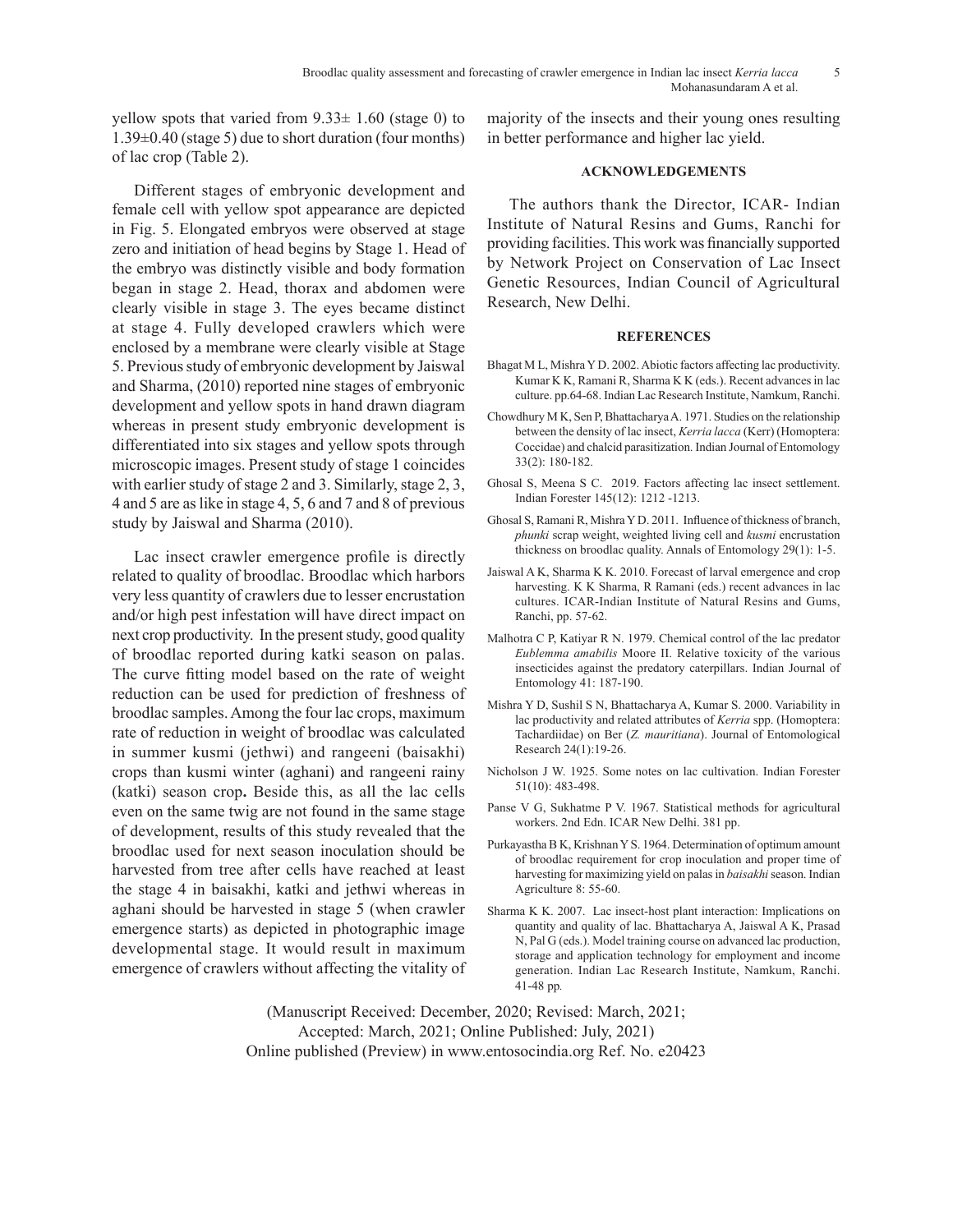yellow spots that varied from 9.33± 1.60 (stage 0) to 1.39±0.40 (stage 5) due to short duration (four months) of lac crop (Table 2).

Different stages of embryonic development and female cell with yellow spot appearance are depicted in Fig. 5. Elongated embryos were observed at stage zero and initiation of head begins by Stage 1. Head of the embryo was distinctly visible and body formation began in stage 2. Head, thorax and abdomen were clearly visible in stage 3. The eyes became distinct at stage 4. Fully developed crawlers which were enclosed by a membrane were clearly visible at Stage 5. Previous study of embryonic development by Jaiswal and Sharma, (2010) reported nine stages of embryonic development and yellow spots in hand drawn diagram whereas in present study embryonic development is differentiated into six stages and yellow spots through microscopic images. Present study of stage 1 coincides with earlier study of stage 2 and 3. Similarly, stage 2, 3, 4 and 5 are as like in stage 4, 5, 6 and 7 and 8 of previous study by Jaiswal and Sharma (2010).

Lac insect crawler emergence profile is directly related to quality of broodlac. Broodlac which harbors very less quantity of crawlers due to lesser encrustation and/or high pest infestation will have direct impact on next crop productivity. In the present study, good quality of broodlac reported during katki season on palas. The curve fitting model based on the rate of weight reduction can be used for prediction of freshness of broodlac samples. Among the four lac crops, maximum rate of reduction in weight of broodlac was calculated in summer kusmi (jethwi) and rangeeni (baisakhi) crops than kusmi winter (aghani) and rangeeni rainy (katki) season crop**.** Beside this, as all the lac cells even on the same twig are not found in the same stage of development, results of this study revealed that the broodlac used for next season inoculation should be harvested from tree after cells have reached at least the stage 4 in baisakhi, katki and jethwi whereas in aghani should be harvested in stage 5 (when crawler emergence starts) as depicted in photographic image developmental stage. It would result in maximum emergence of crawlers without affecting the vitality of majority of the insects and their young ones resulting in better performance and higher lac yield.

## ACKNOWLEDGEMENTS

The authors thank the Director, ICAR- Indian Institute of Natural Resins and Gums, Ranchi for providing facilities. This work was financially supported by Network Project on Conservation of Lac Insect Genetic Resources, Indian Council of Agricultural Research, New Delhi.

## REFERENCES

Bhagat M L, Mishra Y D. 2002. Abiotic factors affecting lac productivity. Kumar K K, Ramani R, Sharma K K (eds.). Recent advances in lac culture. pp.64-68. Indian Lac Research Institute, Namkum, Ranchi.

Chowdhury M K, Sen P, Bhattacharya A. 1971. Studies on the relationship between the density of lac insect, *Kerria lacca* (Kerr) (Homoptera: Coccidae) and chalcid parasitization. Indian Journal of Entomology 33(2): 180-182.

Ghosal S, Meena S C. 2019. Factors affecting lac insect settlement. Indian Forester 145(12): 1212 -1213.

Ghosal S, Ramani R, Mishra Y D. 2011. Influence of thickness of branch, *phunki* scrap weight, weighted living cell and *kusmi* encrustation thickness on broodlac quality. Annals of Entomology 29(1): 1-5.

Jaiswal A K, Sharma K K. 2010. Forecast of larval emergence and crop harvesting. K K Sharma, R Ramani (eds.) recent advances in lac cultures. ICAR-Indian Institute of Natural Resins and Gums, Ranchi, pp. 57-62.

Malhotra C P, Katiyar R N. 1979. Chemical control of the lac predator *Eublemma amabilis* Moore II. Relative toxicity of the various insecticides against the predatory caterpillars. Indian Journal of Entomology 41: 187-190.

Mishra Y D, Sushil S N, Bhattacharya A, Kumar S. 2000. Variability in lac productivity and related attributes of *Kerria* spp. (Homoptera: Tachardiidae) on Ber (*Z. mauritiana*). Journal of Entomological Research 24(1):19-26.

Nicholson J W. 1925. Some notes on lac cultivation. Indian Forester 51(10): 483-498.

Panse V G, Sukhatme P V. 1967. Statistical methods for agricultural workers. 2nd Edn. ICAR New Delhi. 381 pp.

Purkayastha B K, Krishnan Y S. 1964. Determination of optimum amount of broodlac requirement for crop inoculation and proper time of harvesting for maximizing yield on palas in *baisakhi* season. Indian Agriculture 8: 55-60.

Sharma K K. 2007. Lac insect-host plant interaction: Implications on quantity and quality of lac. Bhattacharya A, Jaiswal A K, Prasad N, Pal G (eds.). Model training course on advanced lac production, storage and application technology for employment and income generation. Indian Lac Research Institute, Namkum, Ranchi. 41-48 pp.

(Manuscript Received: December, 2020; Revised: March, 2021; Accepted: March, 2021; Online Published: July, 2021)
Online published (Preview) in www.entosocindia.org Ref. No. e20423